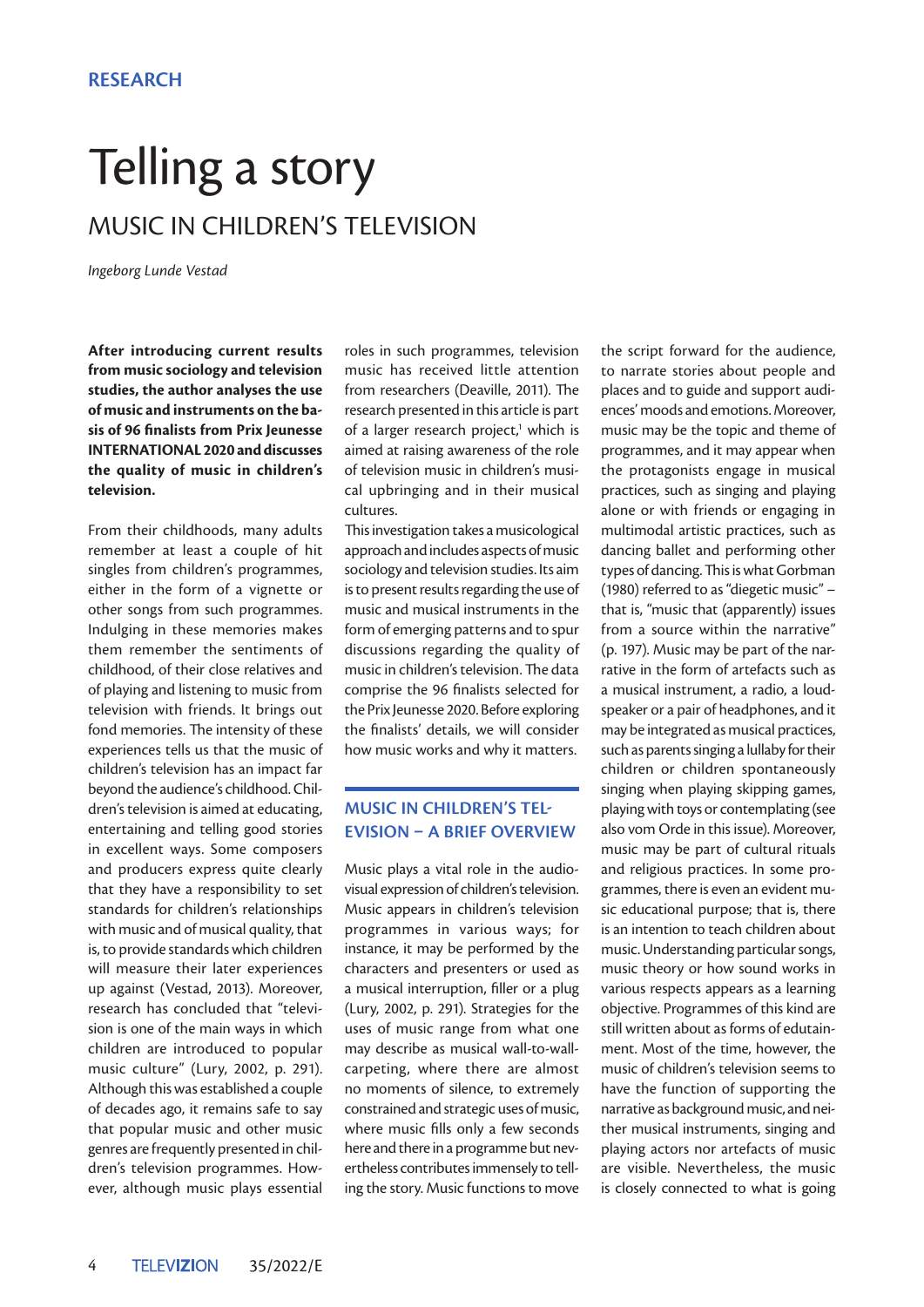RESEARCH

# Telling a story

## MUSIC IN CHILDREN'S TELEVISION

*Ingeborg Lunde Vestad*

**After introducing current results from music sociology and television studies, the author analyses the use of music and instruments on the basis of 96 finalists from Prix Jeunesse INTERNATIONAL 2020 and discusses the quality of music in children's television.**

From their childhoods, many adults remember at least a couple of hit singles from children's programmes, either in the form of a vignette or other songs from such programmes. Indulging in these memories makes them remember the sentiments of childhood, of their close relatives and of playing and listening to music from television with friends. It brings out fond memories. The intensity of these experiences tells us that the music of children's television has an impact far beyond the audience's childhood. Children's television is aimed at educating, entertaining and telling good stories in excellent ways. Some composers and producers express quite clearly that they have a responsibility to set standards for children's relationships with music and of musical quality, that is, to provide standards which children will measure their later experiences up against (Vestad, 2013). Moreover, research has concluded that "television is one of the main ways in which children are introduced to popular music culture" (Lury, 2002, p. 291). Although this was established a couple of decades ago, it remains safe to say that popular music and other music genres are frequently presented in children's television programmes. However, although music plays essential roles in such programmes, television music has received little attention from researchers (Deaville, 2011). The research presented in this article is part of a larger research project,[1] which is aimed at raising awareness of the role of television music in children's musical upbringing and in their musical cultures.

This investigation takes a musicological approach and includes aspects of music sociology and television studies. Its aim is to present results regarding the use of music and musical instruments in the form of emerging patterns and to spur discussions regarding the quality of music in children's television. The data comprise the 96 finalists selected for the Prix Jeunesse 2020. Before exploring the finalists' details, we will consider how music works and why it matters.

### MUSIC IN CHILDREN'S TELEVISION – A BRIEF OVERVIEW

Music plays a vital role in the audiovisual expression of children's television. Music appears in children's television programmes in various ways; for instance, it may be performed by the characters and presenters or used as a musical interruption, filler or a plug (Lury, 2002, p. 291). Strategies for the uses of music range from what one may describe as musical wall-to-wall-carpeting, where there are almost no moments of silence, to extremely constrained and strategic uses of music, where music fills only a few seconds here and there in a programme but nevertheless contributes immensely to telling the story. Music functions to move the script forward for the audience, to narrate stories about people and places and to guide and support audiences' moods and emotions. Moreover, music may be the topic and theme of programmes, and it may appear when the protagonists engage in musical practices, such as singing and playing alone or with friends or engaging in multimodal artistic practices, such as dancing ballet and performing other types of dancing. This is what Gorbman (1980) referred to as "diegetic music" – that is, "music that (apparently) issues from a source within the narrative" (p. 197). Music may be part of the narrative in the form of artefacts such as a musical instrument, a radio, a loudspeaker or a pair of headphones, and it may be integrated as musical practices, such as parents singing a lullaby for their children or children spontaneously singing when playing skipping games, playing with toys or contemplating (see also vom Orde in this issue). Moreover, music may be part of cultural rituals and religious practices. In some programmes, there is even an evident music educational purpose; that is, there is an intention to teach children about music. Understanding particular songs, music theory or how sound works in various respects appears as a learning objective. Programmes of this kind are still written about as forms of edutainment. Most of the time, however, the music of children's television seems to have the function of supporting the narrative as background music, and neither musical instruments, singing and playing actors nor artefacts of music are visible. Nevertheless, the music is closely connected to what is going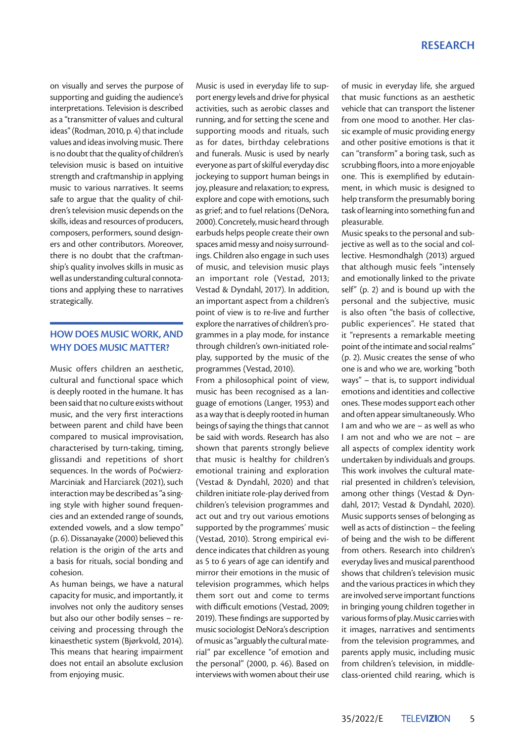on visually and serves the purpose of supporting and guiding the audience's interpretations. Television is described as a "transmitter of values and cultural ideas" (Rodman, 2010, p. 4) that include values and ideas involving music. There is no doubt that the quality of children's television music is based on intuitive strength and craftmanship in applying music to various narratives. It seems safe to argue that the quality of children's television music depends on the skills, ideas and resources of producers, composers, performers, sound designers and other contributors. Moreover, there is no doubt that the craftmanship's quality involves skills in music as well as understanding cultural connotations and applying these to narratives strategically.

## HOW DOES MUSIC WORK, AND WHY DOES MUSIC MATTER?

Music offers children an aesthetic, cultural and functional space which is deeply rooted in the humane. It has been said that no culture exists without music, and the very first interactions between parent and child have been compared to musical improvisation, characterised by turn-taking, timing, glissandi and repetitions of short sequences. In the words of Poćwierz-Marciniak and Harciarek (2021), such interaction may be described as "a singing style with higher sound frequencies and an extended range of sounds, extended vowels, and a slow tempo" (p. 6). Dissanayake (2000) believed this relation is the origin of the arts and a basis for rituals, social bonding and cohesion.

As human beings, we have a natural capacity for music, and importantly, it involves not only the auditory senses but also our other bodily senses – receiving and processing through the kinaesthetic system (Bjørkvold, 2014). This means that hearing impairment does not entail an absolute exclusion from enjoying music.

Music is used in everyday life to support energy levels and drive for physical activities, such as aerobic classes and running, and for setting the scene and supporting moods and rituals, such as for dates, birthday celebrations and funerals. Music is used by nearly everyone as part of skilful everyday disc jockeying to support human beings in joy, pleasure and relaxation; to express, explore and cope with emotions, such as grief; and to fuel relations (DeNora, 2000). Concretely, music heard through earbuds helps people create their own spaces amid messy and noisy surroundings. Children also engage in such uses of music, and television music plays an important role (Vestad, 2013; Vestad & Dyndahl, 2017). In addition, an important aspect from a children's point of view is to re-live and further explore the narratives of children's programmes in a play mode, for instance through children's own-initiated role-play, supported by the music of the programmes (Vestad, 2010).

From a philosophical point of view, music has been recognised as a language of emotions (Langer, 1953) and as a way that is deeply rooted in human beings of saying the things that cannot be said with words. Research has also shown that parents strongly believe that music is healthy for children's emotional training and exploration (Vestad & Dyndahl, 2020) and that children initiate role-play derived from children's television programmes and act out and try out various emotions supported by the programmes' music (Vestad, 2010). Strong empirical evidence indicates that children as young as 5 to 6 years of age can identify and mirror their emotions in the music of television programmes, which helps them sort out and come to terms with difficult emotions (Vestad, 2009; 2019). These findings are supported by music sociologist DeNora's description of music as "arguably the cultural material" par excellence "of emotion and the personal" (2000, p. 46). Based on interviews with women about their use of music in everyday life, she argued that music functions as an aesthetic vehicle that can transport the listener from one mood to another. Her classic example of music providing energy and other positive emotions is that it can "transform" a boring task, such as scrubbing floors, into a more enjoyable one. This is exemplified by edutainment, in which music is designed to help transform the presumably boring task of learning into something fun and pleasurable.

Music speaks to the personal and subjective as well as to the social and collective. Hesmondhalgh (2013) argued that although music feels "intensely and emotionally linked to the private self" (p. 2) and is bound up with the personal and the subjective, music is also often "the basis of collective, public experiences". He stated that it "represents a remarkable meeting point of the intimate and social realms" (p. 2). Music creates the sense of who one is and who we are, working "both ways" – that is, to support individual emotions and identities and collective ones. These modes support each other and often appear simultaneously. Who I am and who we are – as well as who I am not and who we are not – are all aspects of complex identity work undertaken by individuals and groups. This work involves the cultural material presented in children's television, among other things (Vestad & Dyndahl, 2017; Vestad & Dyndahl, 2020). Music supports senses of belonging as well as acts of distinction – the feeling of being and the wish to be different from others. Research into children's everyday lives and musical parenthood shows that children's television music and the various practices in which they are involved serve important functions in bringing young children together in various forms of play. Music carries with it images, narratives and sentiments from the television programmes, and parents apply music, including music from children's television, in middle-class-oriented child rearing, which is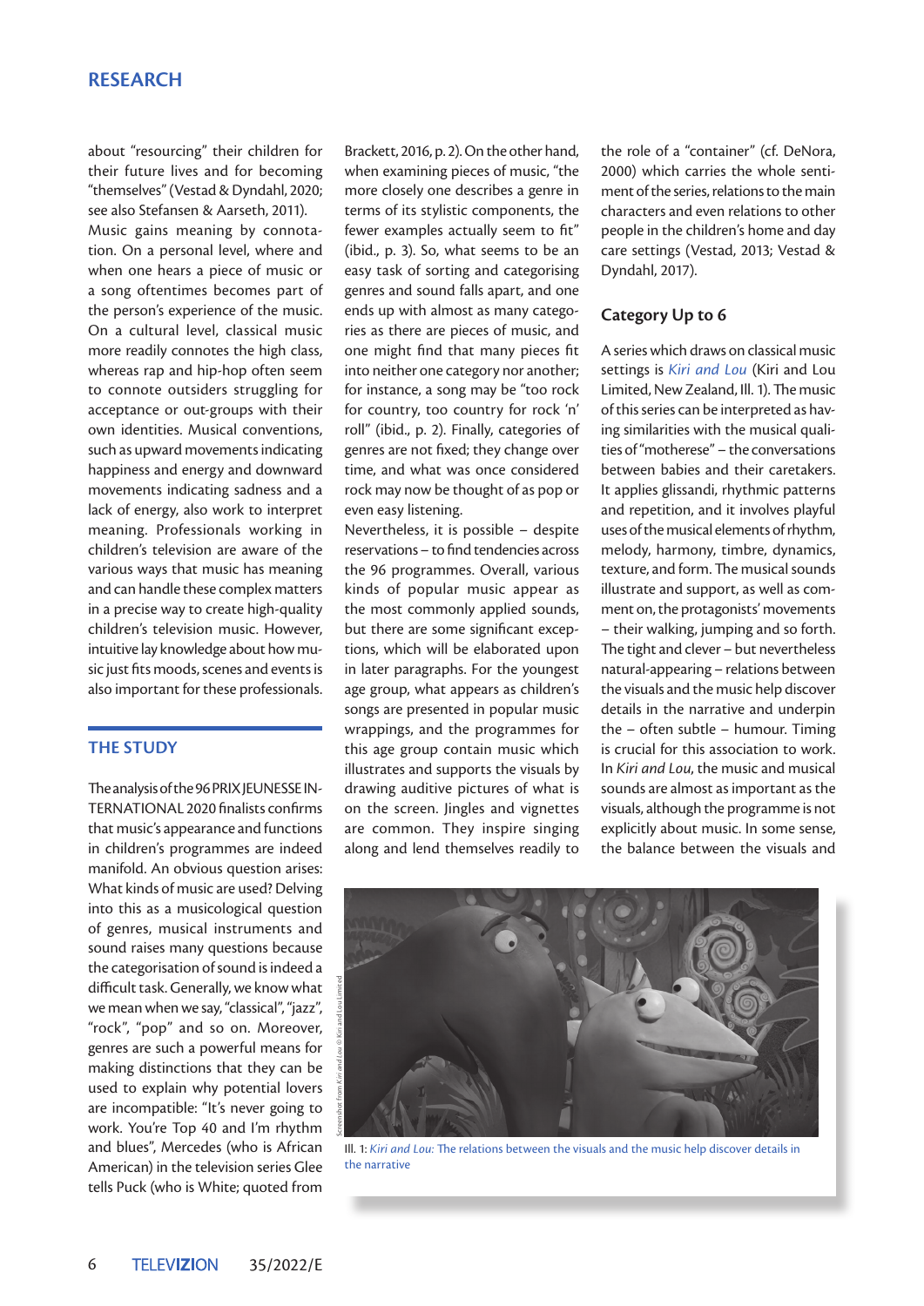about "resourcing" their children for their future lives and for becoming "themselves" (Vestad & Dyndahl, 2020; see also Stefansen & Aarseth, 2011).

Music gains meaning by connotation. On a personal level, where and when one hears a piece of music or a song oftentimes becomes part of the person's experience of the music. On a cultural level, classical music more readily connotes the high class, whereas rap and hip-hop often seem to connote outsiders struggling for acceptance or out-groups with their own identities. Musical conventions, such as upward movements indicating happiness and energy and downward movements indicating sadness and a lack of energy, also work to interpret meaning. Professionals working in children's television are aware of the various ways that music has meaning and can handle these complex matters in a precise way to create high-quality children's television music. However, intuitive lay knowledge about how music just fits moods, scenes and events is also important for these professionals.

## THE STUDY

The analysis of the 96 PRIX JEUNESSE INTERNATIONAL 2020 finalists confirms that music's appearance and functions in children's programmes are indeed manifold. An obvious question arises: What kinds of music are used? Delving into this as a musicological question of genres, musical instruments and sound raises many questions because the categorisation of sound is indeed a difficult task. Generally, we know what we mean when we say, "classical", "jazz", "rock", "pop" and so on. Moreover, genres are such a powerful means for making distinctions that they can be used to explain why potential lovers are incompatible: "It's never going to work. You're Top 40 and I'm rhythm and blues", Mercedes (who is African American) in the television series Glee tells Puck (who is White; quoted from Brackett, 2016, p. 2). On the other hand, when examining pieces of music, "the more closely one describes a genre in terms of its stylistic components, the fewer examples actually seem to fit" (ibid., p. 3). So, what seems to be an easy task of sorting and categorising genres and sound falls apart, and one ends up with almost as many categories as there are pieces of music, and one might find that many pieces fit into neither one category nor another; for instance, a song may be "too rock for country, too country for rock 'n' roll" (ibid., p. 2). Finally, categories of genres are not fixed; they change over time, and what was once considered rock may now be thought of as pop or even easy listening.

Nevertheless, it is possible – despite reservations – to find tendencies across the 96 programmes. Overall, various kinds of popular music appear as the most commonly applied sounds, but there are some significant exceptions, which will be elaborated upon in later paragraphs. For the youngest age group, what appears as children's songs are presented in popular music wrappings, and the programmes for this age group contain music which illustrates and supports the visuals by drawing auditive pictures of what is on the screen. Jingles and vignettes are common. They inspire singing along and lend themselves readily to the role of a "container" (cf. DeNora, 2000) which carries the whole sentiment of the series, relations to the main characters and even relations to other people in the children's home and day care settings (Vestad, 2013; Vestad & Dyndahl, 2017).

### Category Up to 6

A series which draws on classical music settings is *Kiri and Lou* (Kiri and Lou Limited, New Zealand, Ill. 1). The music of this series can be interpreted as having similarities with the musical qualities of "motherese" – the conversations between babies and their caretakers. It applies glissandi, rhythmic patterns and repetition, and it involves playful uses of the musical elements of rhythm, melody, harmony, timbre, dynamics, texture, and form. The musical sounds illustrate and support, as well as comment on, the protagonists' movements – their walking, jumping and so forth. The tight and clever – but nevertheless natural-appearing – relations between the visuals and the music help discover details in the narrative and underpin the – often subtle – humour. Timing is crucial for this association to work. In *Kiri and Lou*, the music and musical sounds are almost as important as the visuals, although the programme is not explicitly about music. In some sense, the balance between the visuals and

Ill. 1: *Kiri and Lou:* The relations between the visuals and the music help discover details in the narrative

Screenshot from *Kiri and Lou* © Kiri and Lou Limited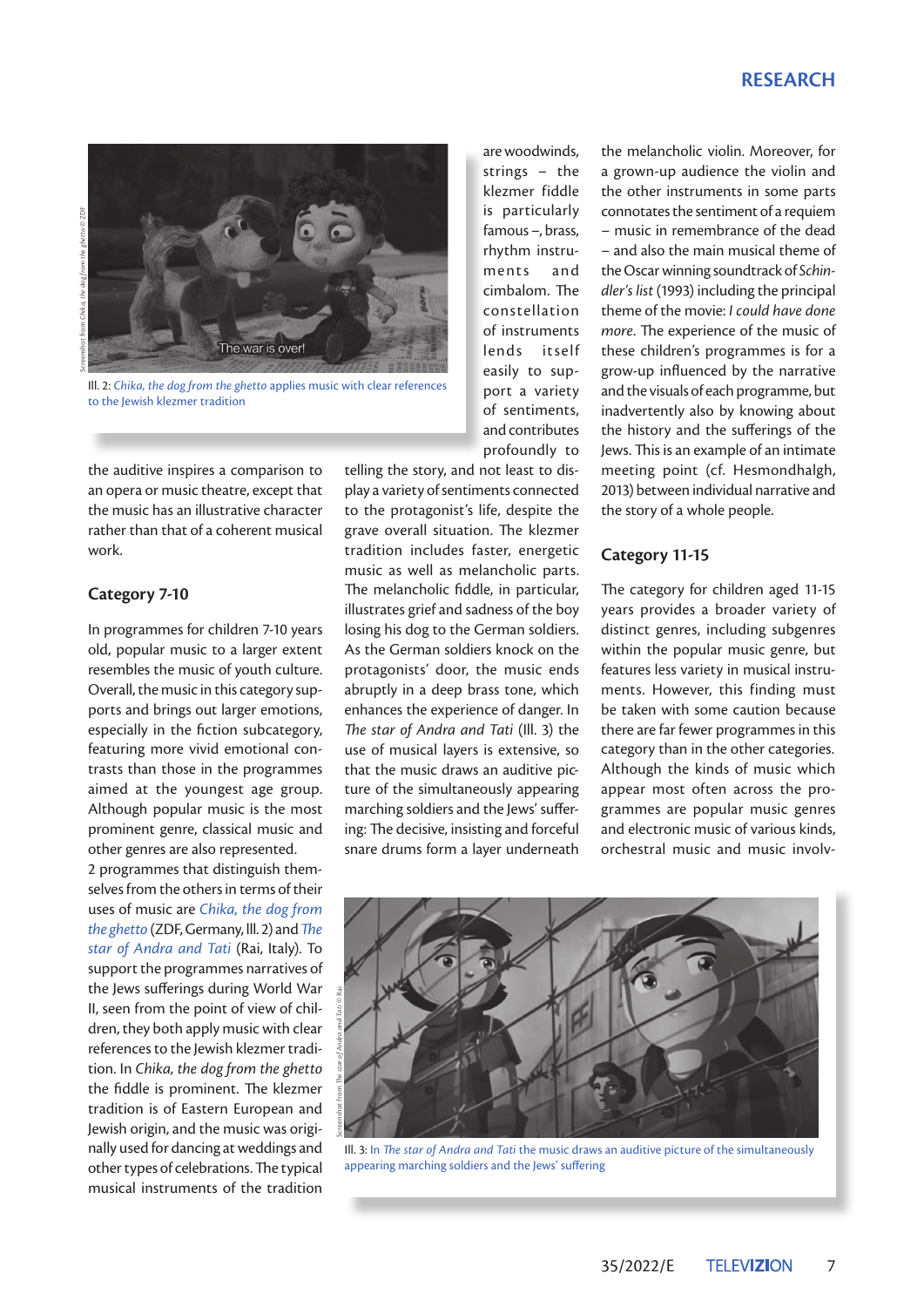Ill. 2: *Chika, the dog from the ghetto* applies music with clear references to the Jewish klezmer tradition

the auditive inspires a comparison to an opera or music theatre, except that the music has an illustrative character rather than that of a coherent musical work.

## Category 7-10

In programmes for children 7-10 years old, popular music to a larger extent resembles the music of youth culture. Overall, the music in this category supports and brings out larger emotions, especially in the fiction subcategory, featuring more vivid emotional contrasts than those in the programmes aimed at the youngest age group. Although popular music is the most prominent genre, classical music and other genres are also represented.

2 programmes that distinguish themselves from the others in terms of their uses of music are *Chika, the dog from the ghetto* (ZDF, Germany, Ill. 2) and *The star of Andra and Tati* (Rai, Italy). To support the programmes narratives of the Jews sufferings during World War II, seen from the point of view of children, they both apply music with clear references to the Jewish klezmer tradition. In *Chika, the dog from the ghetto* the fiddle is prominent. The klezmer tradition is of Eastern European and Jewish origin, and the music was originally used for dancing at weddings and other types of celebrations. The typical musical instruments of the tradition are woodwinds, strings – the klezmer fiddle is particularly famous –, brass, rhythm instruments and cimbalom. The constellation of instruments lends itself easily to support a variety of sentiments, and contributes profoundly to telling the story, and not least to display a variety of sentiments connected to the protagonist's life, despite the grave overall situation. The klezmer tradition includes faster, energetic music as well as melancholic parts. The melancholic fiddle, in particular, illustrates grief and sadness of the boy losing his dog to the German soldiers. As the German soldiers knock on the protagonists' door, the music ends abruptly in a deep brass tone, which enhances the experience of danger. In *The star of Andra and Tati* (Ill. 3) the use of musical layers is extensive, so that the music draws an auditive picture of the simultaneously appearing marching soldiers and the Jews' suffering: The decisive, insisting and forceful snare drums form a layer underneath the melancholic violin. Moreover, for a grown-up audience the violin and the other instruments in some parts connotates the sentiment of a requiem – music in remembrance of the dead – and also the main musical theme of the Oscar winning soundtrack of *Schindler's list* (1993) including the principal theme of the movie: *I could have done more*. The experience of the music of these children's programmes is for a grow-up influenced by the narrative and the visuals of each programme, but inadvertently also by knowing about the history and the sufferings of the Jews. This is an example of an intimate meeting point (cf. Hesmondhalgh, 2013) between individual narrative and the story of a whole people.

## Category 11-15

The category for children aged 11-15 years provides a broader variety of distinct genres, including subgenres within the popular music genre, but features less variety in musical instruments. However, this finding must be taken with some caution because there are far fewer programmes in this category than in the other categories. Although the kinds of music which appear most often across the programmes are popular music genres and electronic music of various kinds, orchestral music and music involv-

Ill. 3: In *The star of Andra and Tati* the music draws an auditive picture of the simultaneously appearing marching soldiers and the Jews' suffering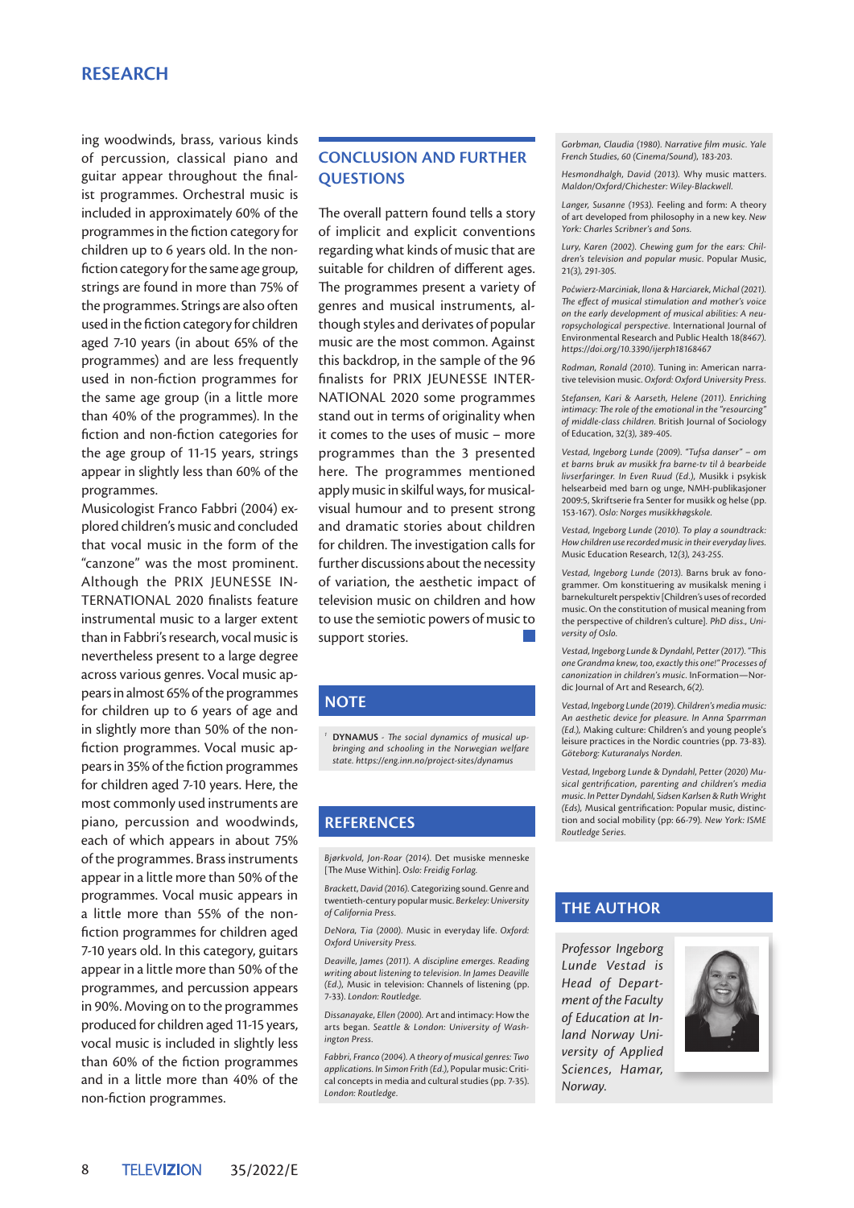ing woodwinds, brass, various kinds of percussion, classical piano and guitar appear throughout the finalist programmes. Orchestral music is included in approximately 60% of the programmes in the fiction category for children up to 6 years old. In the non-fiction category for the same age group, strings are found in more than 75% of the programmes. Strings are also often used in the fiction category for children aged 7-10 years (in about 65% of the programmes) and are less frequently used in non-fiction programmes for the same age group (in a little more than 40% of the programmes). In the fiction and non-fiction categories for the age group of 11-15 years, strings appear in slightly less than 60% of the programmes.

Musicologist Franco Fabbri (2004) explored children's music and concluded that vocal music in the form of the "canzone" was the most prominent. Although the PRIX JEUNESSE INTERNATIONAL 2020 finalists feature instrumental music to a larger extent than in Fabbri's research, vocal music is nevertheless present to a large degree across various genres. Vocal music appears in almost 65% of the programmes for children up to 6 years of age and in slightly more than 50% of the non-fiction programmes. Vocal music appears in 35% of the fiction programmes for children aged 7-10 years. Here, the most commonly used instruments are piano, percussion and woodwinds, each of which appears in about 75% of the programmes. Brass instruments appear in a little more than 50% of the programmes. Vocal music appears in a little more than 55% of the non-fiction programmes for children aged 7-10 years old. In this category, guitars appear in a little more than 50% of the programmes, and percussion appears in 90%. Moving on to the programmes produced for children aged 11-15 years, vocal music is included in slightly less than 60% of the fiction programmes and in a little more than 40% of the non-fiction programmes.

## CONCLUSION AND FURTHER QUESTIONS

The overall pattern found tells a story of implicit and explicit conventions regarding what kinds of music that are suitable for children of different ages. The programmes present a variety of genres and musical instruments, although styles and derivates of popular music are the most common. Against this backdrop, in the sample of the 96 finalists for PRIX JEUNESSE INTERNATIONAL 2020 some programmes stand out in terms of originality when it comes to the uses of music – more programmes than the 3 presented here. The programmes mentioned apply music in skilful ways, for musical-visual humour and to present strong and dramatic stories about children for children. The investigation calls for further discussions about the necessity of variation, the aesthetic impact of television music on children and how to use the semiotic powers of music to support stories.

## NOTE

[1] **DYNAMUS** - *The social dynamics of musical upbringing and schooling in the Norwegian welfare state. https://eng.inn.no/project-sites/dynamus*

## REFERENCES

*Bjørkvold, Jon-Roar (2014).* Det musiske menneske [The Muse Within]. *Oslo: Freidig Forlag.*

*Brackett, David (2016).* Categorizing sound. Genre and twentieth-century popular music. *Berkeley: University of California Press.*

*DeNora, Tia (2000).* Music in everyday life. *Oxford: Oxford University Press.*

*Deaville, James (2011). A discipline emerges. Reading writing about listening to television. In James Deaville (Ed.),* Music in television: Channels of listening *(pp. 7-33). London: Routledge.*

*Dissanayake, Ellen (2000).* Art and intimacy: How the arts began. *Seattle & London: University of Washington Press.*

*Fabbri, Franco (2004). A theory of musical genres: Two applications. In Simon Frith (Ed.),* Popular music: Critical concepts in media and cultural studies *(pp. 7-35). London: Routledge.*

*Gorbman, Claudia (1980). Narrative film music. Yale French Studies, 60 (Cinema/Sound), 183-203.*

*Hesmondhalgh, David (2013).* Why music matters. *Maldon/Oxford/Chichester: Wiley-Blackwell.*

*Langer, Susanne (1953).* Feeling and form: A theory of art developed from philosophy in a new key. *New York: Charles Scribner's and Sons.*

*Lury, Karen (2002). Chewing gum for the ears: Children's television and popular music.* Popular Music, *21(3), 291-305.*

*Poćwierz-Marciniak, Ilona & Harciarek, Michal (2021). The effect of musical stimulation and mother's voice on the early development of musical abilities: A neuropsychological perspective.* International Journal of Environmental Research and Public Health *18(8467). https://doi.org/10.3390/ijerph18168467*

*Rodman, Ronald (2010).* Tuning in: American narrative television music. *Oxford: Oxford University Press.*

*Stefansen, Kari & Aarseth, Helene (2011). Enriching intimacy: The role of the emotional in the "resourcing" of middle-class children.* British Journal of Sociology of Education, *32(3), 389-405.*

*Vestad, Ingeborg Lunde (2009). "Tufsa danser" – om et barns bruk av musikk fra barne-tv til å bearbeide livserfaringer. In Even Ruud (Ed.),* Musikk i psykisk helsearbeid med barn og unge, NMH-publikasjoner 2009:5, Skriftserie fra Senter for musikk og helse *(pp. 153-167). Oslo: Norges musikkhøgskole.*

*Vestad, Ingeborg Lunde (2010). To play a soundtrack: How children use recorded music in their everyday lives.* Music Education Research, *12(3), 243-255.*

*Vestad, Ingeborg Lunde (2013).* Barns bruk av fonogrammer. Om konstituering av musikalsk mening i barnekulturelt perspektiv [Children's uses of recorded music. On the constitution of musical meaning from the perspective of children's culture]. *PhD diss., University of Oslo.*

*Vestad, Ingeborg Lunde & Dyndahl, Petter (2017). "This one Grandma knew, too, exactly this one!" Processes of canonization in children's music.* InFormation—Nordic Journal of Art and Research, *6(2).*

*Vestad, Ingeborg Lunde (2019). Children's media music: An aesthetic device for pleasure. In Anna Sparrman (Ed.),* Making culture: Children's and young people's leisure practices in the Nordic countries *(pp. 73-83). Göteborg: Kuturanalys Norden.*

*Vestad, Ingeborg Lunde & Dyndahl, Petter (2020) Musical gentrification, parenting and children's media music. In Petter Dyndahl, Sidsen Karlsen & Ruth Wright (Eds),* Musical gentrification: Popular music, distinction and social mobility *(pp: 66-79). New York: ISME Routledge Series.*

## THE AUTHOR

*Professor Ingeborg Lunde Vestad is Head of Department of the Faculty of Education at Inland Norway University of Applied Sciences, Hamar, Norway.*